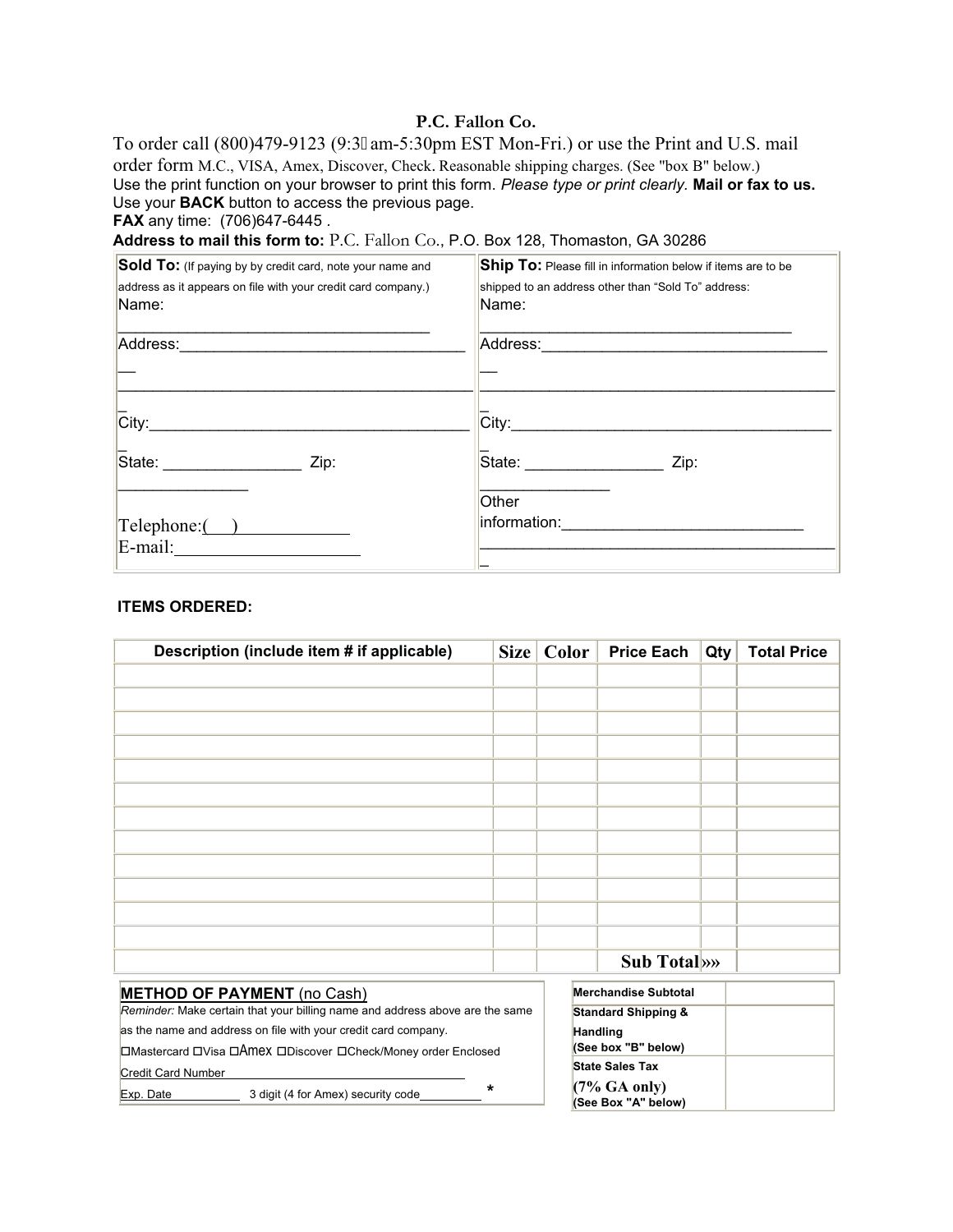**P.C. Fallon Co.**

To order call (800)479-9123 (9:3 am-5:30pm EST Mon-Fri.) or use the Print and U.S. mail order form M.C., VISA, Amex, Discover, Check. Reasonable shipping charges. (See "box B" below.)

Use the print function on your browser to print this form. *Please type or print clearly.* **Mail or fax to us.**

Use your **BACK** button to access the previous page.

**FAX** any time: (706)647-6445 .

**Address to mail this form to:** P.C. Fallon Co., P.O. Box 128, Thomaston, GA 30286

| **Sold To:** (If paying by by credit card, note your name and address as it appears on file with your credit card company.) | **Ship To:** Please fill in information below if items are to be shipped to an address other than "Sold To" address: |
|---|---|
| Name: ________________________________ | Name: ________________________________ |
| Address: ______________________________ | Address: ______________________________ |
| ______________________________________ | ______________________________________ |
| City: _________________________________ | City: _________________________________ |
| State: ______________ Zip: ____________ | State: ______________ Zip: ____________ |
| Telephone:(   ) __________ | Other information: ________________________ |
| E-mail: ___________________ | ______________________________________ |

**ITEMS ORDERED:**

| Description (include item # if applicable) | Size | Color | Price Each | Qty | Total Price |
|---|---|---|---|---|---|
| | | | | | |
| | | | | | |
| | | | | | |
| | | | | | |
| | | | | | |
| | | | | | |
| | | | | | |
| | | | | | |
| | | | | | |
| | | | | | |
| | | | | | |
| | | | | | |
| | | | **Sub Total»»** | | |

**METHOD OF PAYMENT** (no Cash)

*Reminder:* Make certain that your billing name and address above are the same as the name and address on file with your credit card company.

☐Mastercard ☐Visa ☐Amex ☐Discover ☐Check/Money order Enclosed

Credit Card Number ________________________________

Exp. Date __________ 3 digit (4 for Amex) security code _________ *

| | |
|---|---|
| **Merchandise Subtotal** | |
| **Standard Shipping & Handling (See box "B" below)** | |
| **State Sales Tax (7% GA only) (See Box "A" below)** | |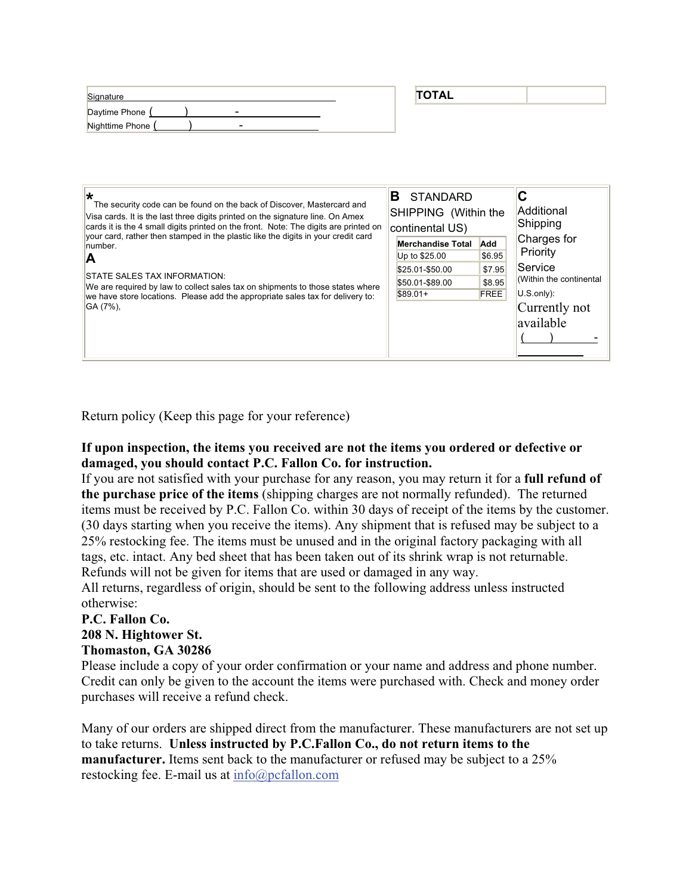Signature ____________________________________________

Daytime Phone (      )           -

Nighttime Phone (      )           -

| TOTAL | |
|---|---|

\* The security code can be found on the back of Discover, Mastercard and Visa cards. It is the last three digits printed on the signature line. On Amex cards it is the 4 small digits printed on the front. Note: The digits are printed on your card, rather then stamped in the plastic like the digits in your credit card number.

**A**

STATE SALES TAX INFORMATION:
We are required by law to collect sales tax on shipments to those states where we have store locations. Please add the appropriate sales tax for delivery to: GA (7%),

**B** STANDARD SHIPPING (Within the continental US)

| Merchandise Total | Add |
|---|---|
| Up to $25.00 | $6.95 |
| $25.01-$50.00 | $7.95 |
| $50.01-$89.00 | $8.95 |
| $89.01+ | FREE |

**C** Additional Shipping Charges for Priority Service (Within the continental U.S.only): Currently not available (      )           -

Return policy (Keep this page for your reference)

**If upon inspection, the items you received are not the items you ordered or defective or damaged, you should contact P.C. Fallon Co. for instruction.**

If you are not satisfied with your purchase for any reason, you may return it for a **full refund of the purchase price of the items** (shipping charges are not normally refunded). The returned items must be received by P.C. Fallon Co. within 30 days of receipt of the items by the customer. (30 days starting when you receive the items). Any shipment that is refused may be subject to a 25% restocking fee. The items must be unused and in the original factory packaging with all tags, etc. intact. Any bed sheet that has been taken out of its shrink wrap is not returnable. Refunds will not be given for items that are used or damaged in any way.

All returns, regardless of origin, should be sent to the following address unless instructed otherwise:

**P.C. Fallon Co.**
**208 N. Hightower St.**
**Thomaston, GA 30286**

Please include a copy of your order confirmation or your name and address and phone number. Credit can only be given to the account the items were purchased with. Check and money order purchases will receive a refund check.

Many of our orders are shipped direct from the manufacturer. These manufacturers are not set up to take returns. **Unless instructed by P.C.Fallon Co., do not return items to the manufacturer.** Items sent back to the manufacturer or refused may be subject to a 25% restocking fee. E-mail us at info@pcfallon.com